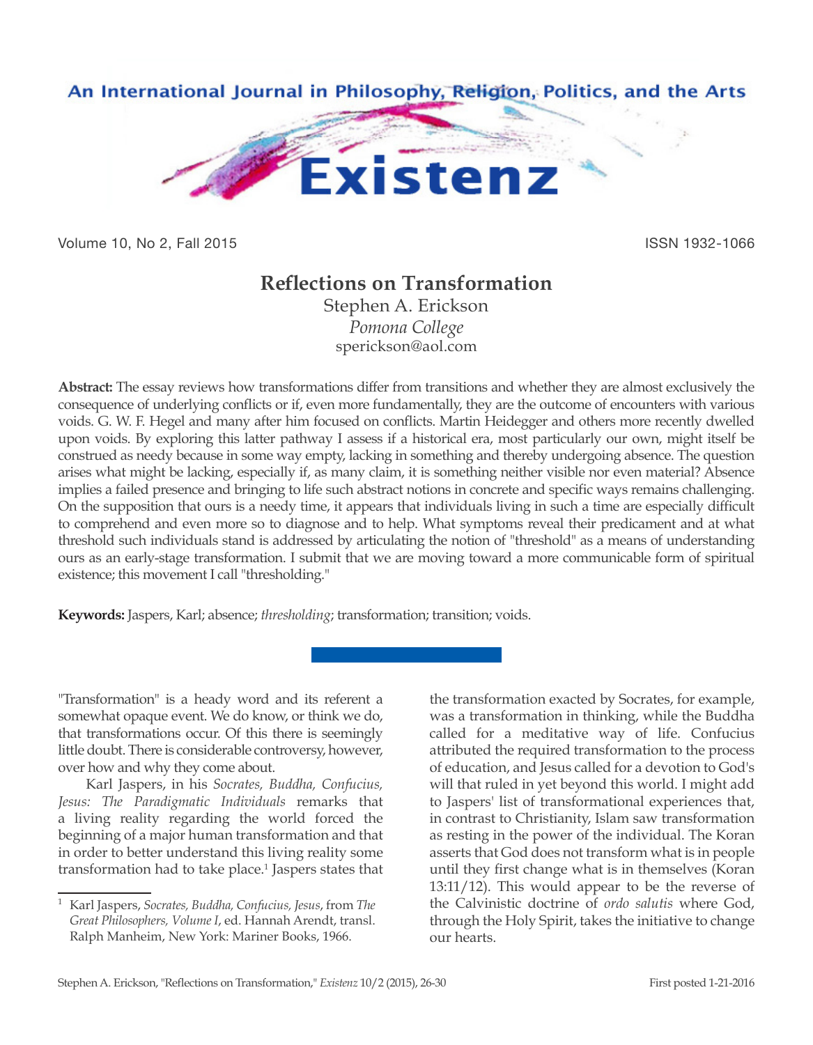# Reflections on Transformation

Stephen A. Erickson
*Pomona College*
sperickson@aol.com

**Abstract:** The essay reviews how transformations differ from transitions and whether they are almost exclusively the consequence of underlying conflicts or if, even more fundamentally, they are the outcome of encounters with various voids. G. W. F. Hegel and many after him focused on conflicts. Martin Heidegger and others more recently dwelled upon voids. By exploring this latter pathway I assess if a historical era, most particularly our own, might itself be construed as needy because in some way empty, lacking in something and thereby undergoing absence. The question arises what might be lacking, especially if, as many claim, it is something neither visible nor even material? Absence implies a failed presence and bringing to life such abstract notions in concrete and specific ways remains challenging. On the supposition that ours is a needy time, it appears that individuals living in such a time are especially difficult to comprehend and even more so to diagnose and to help. What symptoms reveal their predicament and at what threshold such individuals stand is addressed by articulating the notion of "threshold" as a means of understanding ours as an early-stage transformation. I submit that we are moving toward a more communicable form of spiritual existence; this movement I call "thresholding."

**Keywords:** Jaspers, Karl; absence; *thresholding*; transformation; transition; voids.

"Transformation" is a heady word and its referent a somewhat opaque event. We do know, or think we do, that transformations occur. Of this there is seemingly little doubt. There is considerable controversy, however, over how and why they come about.

Karl Jaspers, in his *Socrates, Buddha, Confucius, Jesus: The Paradigmatic Individuals* remarks that a living reality regarding the world forced the beginning of a major human transformation and that in order to better understand this living reality some transformation had to take place.[1] Jaspers states that the transformation exacted by Socrates, for example, was a transformation in thinking, while the Buddha called for a meditative way of life. Confucius attributed the required transformation to the process of education, and Jesus called for a devotion to God's will that ruled in yet beyond this world. I might add to Jaspers' list of transformational experiences that, in contrast to Christianity, Islam saw transformation as resting in the power of the individual. The Koran asserts that God does not transform what is in people until they first change what is in themselves (Koran 13:11/12). This would appear to be the reverse of the Calvinistic doctrine of *ordo salutis* where God, through the Holy Spirit, takes the initiative to change our hearts.

[1] Karl Jaspers, *Socrates, Buddha, Confucius, Jesus*, from *The Great Philosophers, Volume I*, ed. Hannah Arendt, transl. Ralph Manheim, New York: Mariner Books, 1966.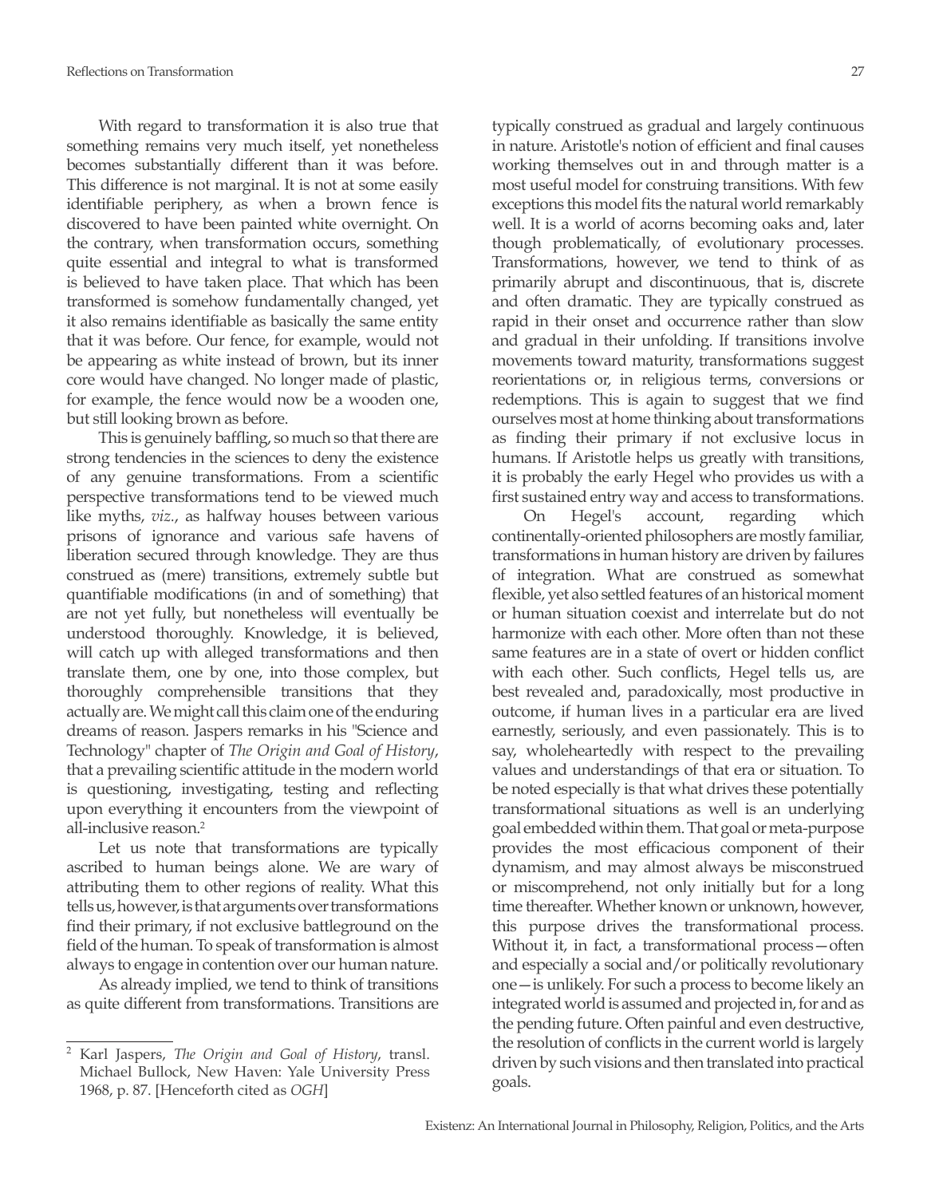With regard to transformation it is also true that something remains very much itself, yet nonetheless becomes substantially different than it was before. This difference is not marginal. It is not at some easily identifiable periphery, as when a brown fence is discovered to have been painted white overnight. On the contrary, when transformation occurs, something quite essential and integral to what is transformed is believed to have taken place. That which has been transformed is somehow fundamentally changed, yet it also remains identifiable as basically the same entity that it was before. Our fence, for example, would not be appearing as white instead of brown, but its inner core would have changed. No longer made of plastic, for example, the fence would now be a wooden one, but still looking brown as before.

This is genuinely baffling, so much so that there are strong tendencies in the sciences to deny the existence of any genuine transformations. From a scientific perspective transformations tend to be viewed much like myths, *viz.*, as halfway houses between various prisons of ignorance and various safe havens of liberation secured through knowledge. They are thus construed as (mere) transitions, extremely subtle but quantifiable modifications (in and of something) that are not yet fully, but nonetheless will eventually be understood thoroughly. Knowledge, it is believed, will catch up with alleged transformations and then translate them, one by one, into those complex, but thoroughly comprehensible transitions that they actually are. We might call this claim one of the enduring dreams of reason. Jaspers remarks in his "Science and Technology" chapter of *The Origin and Goal of History*, that a prevailing scientific attitude in the modern world is questioning, investigating, testing and reflecting upon everything it encounters from the viewpoint of all-inclusive reason.[2]

Let us note that transformations are typically ascribed to human beings alone. We are wary of attributing them to other regions of reality. What this tells us, however, is that arguments over transformations find their primary, if not exclusive battleground on the field of the human. To speak of transformation is almost always to engage in contention over our human nature.

As already implied, we tend to think of transitions as quite different from transformations. Transitions are typically construed as gradual and largely continuous in nature. Aristotle's notion of efficient and final causes working themselves out in and through matter is a most useful model for construing transitions. With few exceptions this model fits the natural world remarkably well. It is a world of acorns becoming oaks and, later though problematically, of evolutionary processes. Transformations, however, we tend to think of as primarily abrupt and discontinuous, that is, discrete and often dramatic. They are typically construed as rapid in their onset and occurrence rather than slow and gradual in their unfolding. If transitions involve movements toward maturity, transformations suggest reorientations or, in religious terms, conversions or redemptions. This is again to suggest that we find ourselves most at home thinking about transformations as finding their primary if not exclusive locus in humans. If Aristotle helps us greatly with transitions, it is probably the early Hegel who provides us with a first sustained entry way and access to transformations.

On Hegel's account, regarding which continentally-oriented philosophers are mostly familiar, transformations in human history are driven by failures of integration. What are construed as somewhat flexible, yet also settled features of an historical moment or human situation coexist and interrelate but do not harmonize with each other. More often than not these same features are in a state of overt or hidden conflict with each other. Such conflicts, Hegel tells us, are best revealed and, paradoxically, most productive in outcome, if human lives in a particular era are lived earnestly, seriously, and even passionately. This is to say, wholeheartedly with respect to the prevailing values and understandings of that era or situation. To be noted especially is that what drives these potentially transformational situations as well is an underlying goal embedded within them. That goal or meta-purpose provides the most efficacious component of their dynamism, and may almost always be misconstrued or miscomprehend, not only initially but for a long time thereafter. Whether known or unknown, however, this purpose drives the transformational process. Without it, in fact, a transformational process—often and especially a social and/or politically revolutionary one—is unlikely. For such a process to become likely an integrated world is assumed and projected in, for and as the pending future. Often painful and even destructive, the resolution of conflicts in the current world is largely driven by such visions and then translated into practical goals.

---

[2] Karl Jaspers, *The Origin and Goal of History*, transl. Michael Bullock, New Haven: Yale University Press 1968, p. 87. [Henceforth cited as *OGH*]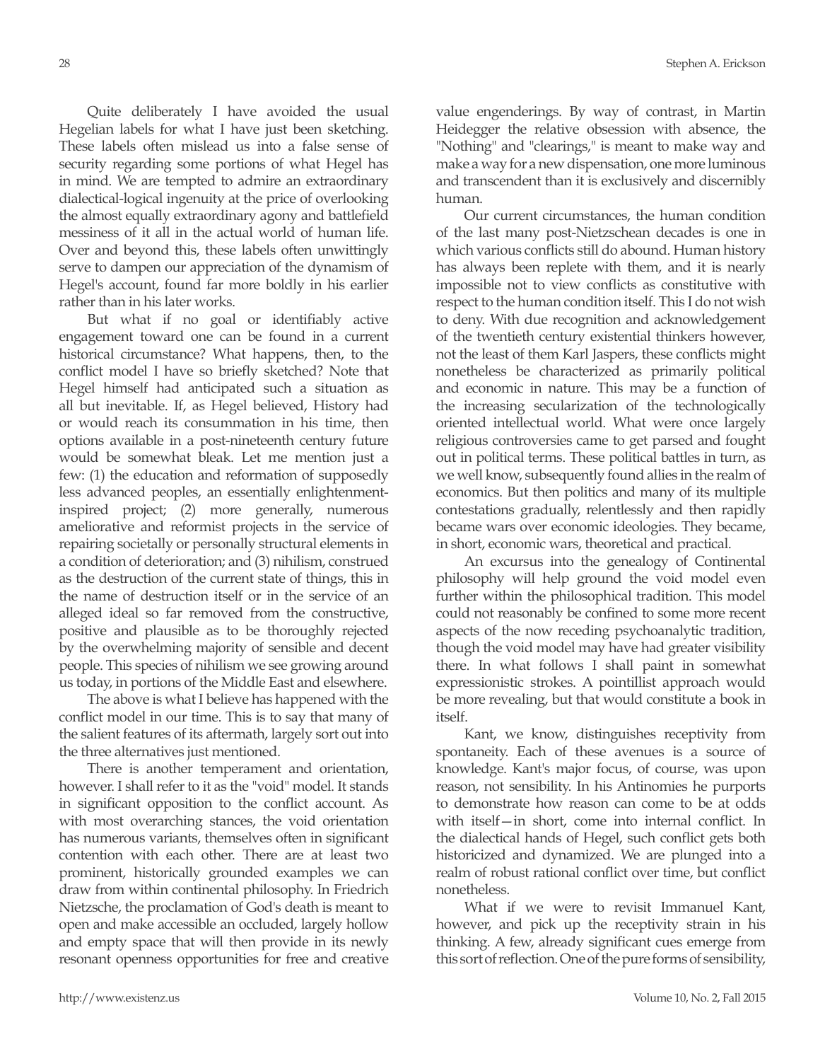Quite deliberately I have avoided the usual Hegelian labels for what I have just been sketching. These labels often mislead us into a false sense of security regarding some portions of what Hegel has in mind. We are tempted to admire an extraordinary dialectical-logical ingenuity at the price of overlooking the almost equally extraordinary agony and battlefield messiness of it all in the actual world of human life. Over and beyond this, these labels often unwittingly serve to dampen our appreciation of the dynamism of Hegel's account, found far more boldly in his earlier rather than in his later works.

But what if no goal or identifiably active engagement toward one can be found in a current historical circumstance? What happens, then, to the conflict model I have so briefly sketched? Note that Hegel himself had anticipated such a situation as all but inevitable. If, as Hegel believed, History had or would reach its consummation in his time, then options available in a post-nineteenth century future would be somewhat bleak. Let me mention just a few: (1) the education and reformation of supposedly less advanced peoples, an essentially enlightenment-inspired project; (2) more generally, numerous ameliorative and reformist projects in the service of repairing societally or personally structural elements in a condition of deterioration; and (3) nihilism, construed as the destruction of the current state of things, this in the name of destruction itself or in the service of an alleged ideal so far removed from the constructive, positive and plausible as to be thoroughly rejected by the overwhelming majority of sensible and decent people. This species of nihilism we see growing around us today, in portions of the Middle East and elsewhere.

The above is what I believe has happened with the conflict model in our time. This is to say that many of the salient features of its aftermath, largely sort out into the three alternatives just mentioned.

There is another temperament and orientation, however. I shall refer to it as the "void" model. It stands in significant opposition to the conflict account. As with most overarching stances, the void orientation has numerous variants, themselves often in significant contention with each other. There are at least two prominent, historically grounded examples we can draw from within continental philosophy. In Friedrich Nietzsche, the proclamation of God's death is meant to open and make accessible an occluded, largely hollow and empty space that will then provide in its newly resonant openness opportunities for free and creative value engenderings. By way of contrast, in Martin Heidegger the relative obsession with absence, the "Nothing" and "clearings," is meant to make way and make a way for a new dispensation, one more luminous and transcendent than it is exclusively and discernibly human.

Our current circumstances, the human condition of the last many post-Nietzschean decades is one in which various conflicts still do abound. Human history has always been replete with them, and it is nearly impossible not to view conflicts as constitutive with respect to the human condition itself. This I do not wish to deny. With due recognition and acknowledgement of the twentieth century existential thinkers however, not the least of them Karl Jaspers, these conflicts might nonetheless be characterized as primarily political and economic in nature. This may be a function of the increasing secularization of the technologically oriented intellectual world. What were once largely religious controversies came to get parsed and fought out in political terms. These political battles in turn, as we well know, subsequently found allies in the realm of economics. But then politics and many of its multiple contestations gradually, relentlessly and then rapidly became wars over economic ideologies. They became, in short, economic wars, theoretical and practical.

An excursus into the genealogy of Continental philosophy will help ground the void model even further within the philosophical tradition. This model could not reasonably be confined to some more recent aspects of the now receding psychoanalytic tradition, though the void model may have had greater visibility there. In what follows I shall paint in somewhat expressionistic strokes. A pointillist approach would be more revealing, but that would constitute a book in itself.

Kant, we know, distinguishes receptivity from spontaneity. Each of these avenues is a source of knowledge. Kant's major focus, of course, was upon reason, not sensibility. In his Antinomies he purports to demonstrate how reason can come to be at odds with itself—in short, come into internal conflict. In the dialectical hands of Hegel, such conflict gets both historicized and dynamized. We are plunged into a realm of robust rational conflict over time, but conflict nonetheless.

What if we were to revisit Immanuel Kant, however, and pick up the receptivity strain in his thinking. A few, already significant cues emerge from this sort of reflection. One of the pure forms of sensibility,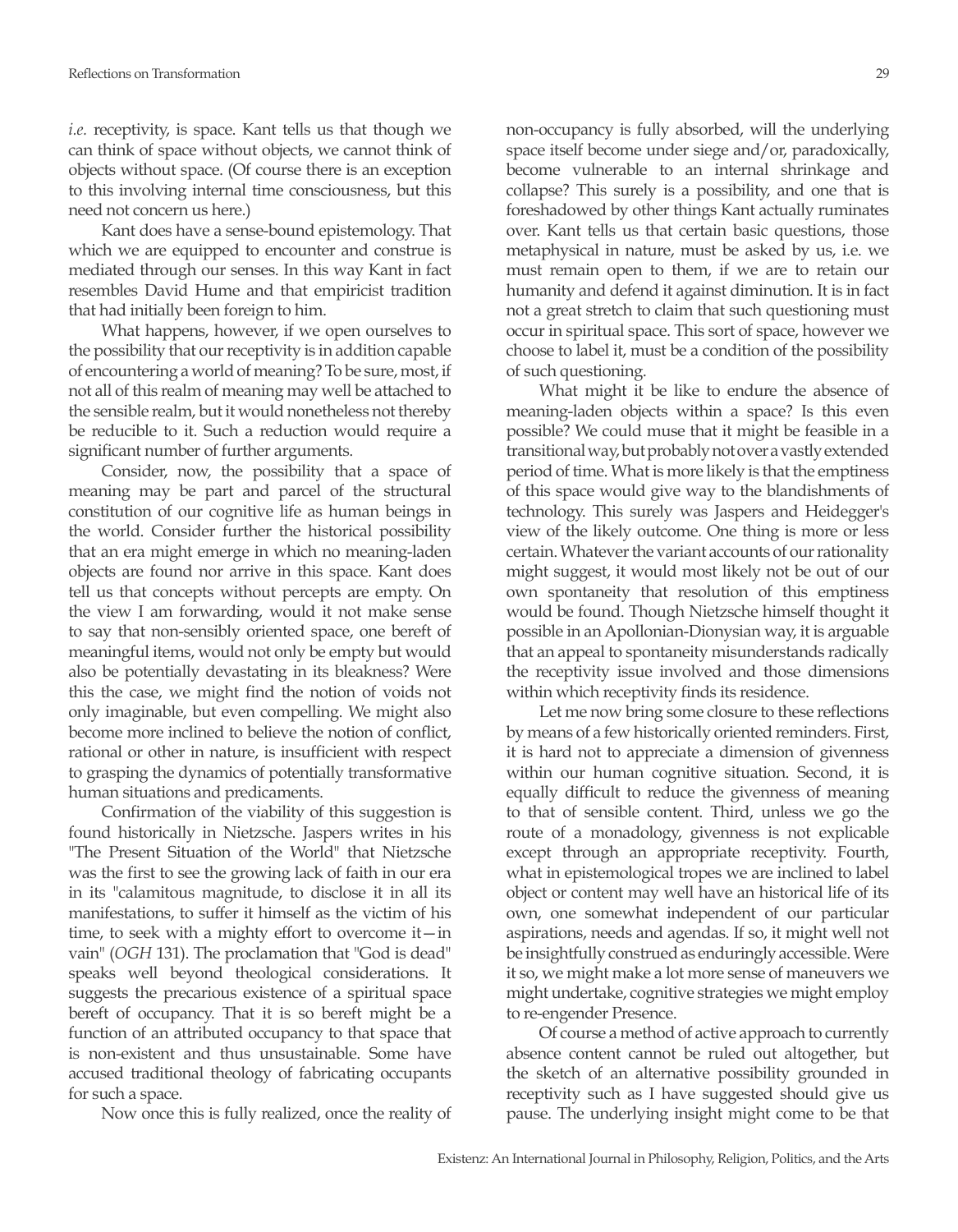*i.e.* receptivity, is space. Kant tells us that though we can think of space without objects, we cannot think of objects without space. (Of course there is an exception to this involving internal time consciousness, but this need not concern us here.)

Kant does have a sense-bound epistemology. That which we are equipped to encounter and construe is mediated through our senses. In this way Kant in fact resembles David Hume and that empiricist tradition that had initially been foreign to him.

What happens, however, if we open ourselves to the possibility that our receptivity is in addition capable of encountering a world of meaning? To be sure, most, if not all of this realm of meaning may well be attached to the sensible realm, but it would nonetheless not thereby be reducible to it. Such a reduction would require a significant number of further arguments.

Consider, now, the possibility that a space of meaning may be part and parcel of the structural constitution of our cognitive life as human beings in the world. Consider further the historical possibility that an era might emerge in which no meaning-laden objects are found nor arrive in this space. Kant does tell us that concepts without percepts are empty. On the view I am forwarding, would it not make sense to say that non-sensibly oriented space, one bereft of meaningful items, would not only be empty but would also be potentially devastating in its bleakness? Were this the case, we might find the notion of voids not only imaginable, but even compelling. We might also become more inclined to believe the notion of conflict, rational or other in nature, is insufficient with respect to grasping the dynamics of potentially transformative human situations and predicaments.

Confirmation of the viability of this suggestion is found historically in Nietzsche. Jaspers writes in his "The Present Situation of the World" that Nietzsche was the first to see the growing lack of faith in our era in its "calamitous magnitude, to disclose it in all its manifestations, to suffer it himself as the victim of his time, to seek with a mighty effort to overcome it—in vain" (*OGH* 131). The proclamation that "God is dead" speaks well beyond theological considerations. It suggests the precarious existence of a spiritual space bereft of occupancy. That it is so bereft might be a function of an attributed occupancy to that space that is non-existent and thus unsustainable. Some have accused traditional theology of fabricating occupants for such a space.

Now once this is fully realized, once the reality of non-occupancy is fully absorbed, will the underlying space itself become under siege and/or, paradoxically, become vulnerable to an internal shrinkage and collapse? This surely is a possibility, and one that is foreshadowed by other things Kant actually ruminates over. Kant tells us that certain basic questions, those metaphysical in nature, must be asked by us, i.e. we must remain open to them, if we are to retain our humanity and defend it against diminution. It is in fact not a great stretch to claim that such questioning must occur in spiritual space. This sort of space, however we choose to label it, must be a condition of the possibility of such questioning.

What might it be like to endure the absence of meaning-laden objects within a space? Is this even possible? We could muse that it might be feasible in a transitional way, but probably not over a vastly extended period of time. What is more likely is that the emptiness of this space would give way to the blandishments of technology. This surely was Jaspers and Heidegger's view of the likely outcome. One thing is more or less certain. Whatever the variant accounts of our rationality might suggest, it would most likely not be out of our own spontaneity that resolution of this emptiness would be found. Though Nietzsche himself thought it possible in an Apollonian-Dionysian way, it is arguable that an appeal to spontaneity misunderstands radically the receptivity issue involved and those dimensions within which receptivity finds its residence.

Let me now bring some closure to these reflections by means of a few historically oriented reminders. First, it is hard not to appreciate a dimension of givenness within our human cognitive situation. Second, it is equally difficult to reduce the givenness of meaning to that of sensible content. Third, unless we go the route of a monadology, givenness is not explicable except through an appropriate receptivity. Fourth, what in epistemological tropes we are inclined to label object or content may well have an historical life of its own, one somewhat independent of our particular aspirations, needs and agendas. If so, it might well not be insightfully construed as enduringly accessible. Were it so, we might make a lot more sense of maneuvers we might undertake, cognitive strategies we might employ to re-engender Presence.

Of course a method of active approach to currently absence content cannot be ruled out altogether, but the sketch of an alternative possibility grounded in receptivity such as I have suggested should give us pause. The underlying insight might come to be that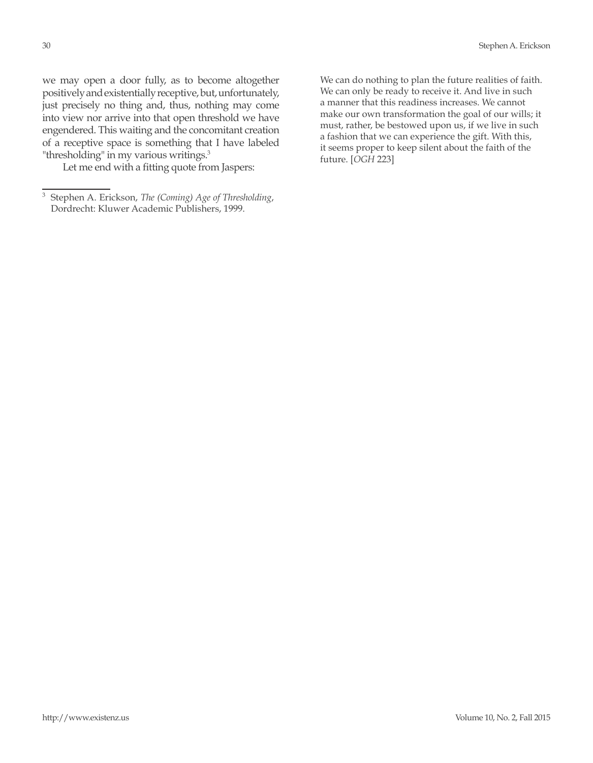we may open a door fully, as to become altogether positively and existentially receptive, but, unfortunately, just precisely no thing and, thus, nothing may come into view nor arrive into that open threshold we have engendered. This waiting and the concomitant creation of a receptive space is something that I have labeled "thresholding" in my various writings.[3]

Let me end with a fitting quote from Jaspers:

> We can do nothing to plan the future realities of faith. We can only be ready to receive it. And live in such a manner that this readiness increases. We cannot make our own transformation the goal of our wills; it must, rather, be bestowed upon us, if we live in such a fashion that we can experience the gift. With this, it seems proper to keep silent about the faith of the future. [*OGH* 223]

---

[3] Stephen A. Erickson, *The (Coming) Age of Thresholding*, Dordrecht: Kluwer Academic Publishers, 1999.